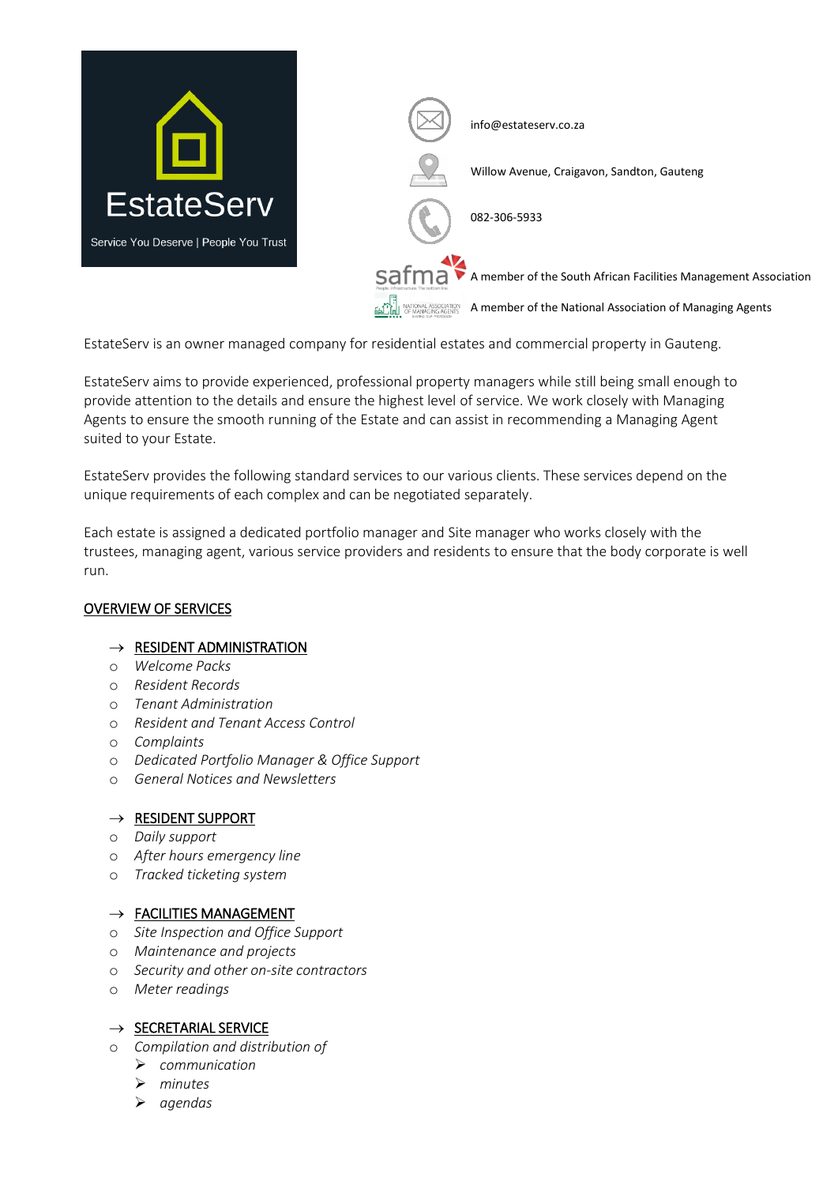EstateServ

Service You Deserve | People You Trust

info@estateserv.co.za

Willow Avenue, Craigavon, Sandton, Gauteng

082-306-5933

A member of the South African Facilities Management Association

A member of the National Association of Managing Agents

EstateServ is an owner managed company for residential estates and commercial property in Gauteng.

EstateServ aims to provide experienced, professional property managers while still being small enough to provide attention to the details and ensure the highest level of service. We work closely with Managing Agents to ensure the smooth running of the Estate and can assist in recommending a Managing Agent suited to your Estate.

EstateServ provides the following standard services to our various clients. These services depend on the unique requirements of each complex and can be negotiated separately.

Each estate is assigned a dedicated portfolio manager and Site manager who works closely with the trustees, managing agent, various service providers and residents to ensure that the body corporate is well run.

## OVERVIEW OF SERVICES

→ RESIDENT ADMINISTRATION

- *Welcome Packs*
- *Resident Records*
- *Tenant Administration*
- *Resident and Tenant Access Control*
- *Complaints*
- *Dedicated Portfolio Manager & Office Support*
- *General Notices and Newsletters*

→ RESIDENT SUPPORT

- *Daily support*
- *After hours emergency line*
- *Tracked ticketing system*

→ FACILITIES MANAGEMENT

- *Site Inspection and Office Support*
- *Maintenance and projects*
- *Security and other on-site contractors*
- *Meter readings*

→ SECRETARIAL SERVICE

- *Compilation and distribution of*
  - *communication*
  - *minutes*
  - *agendas*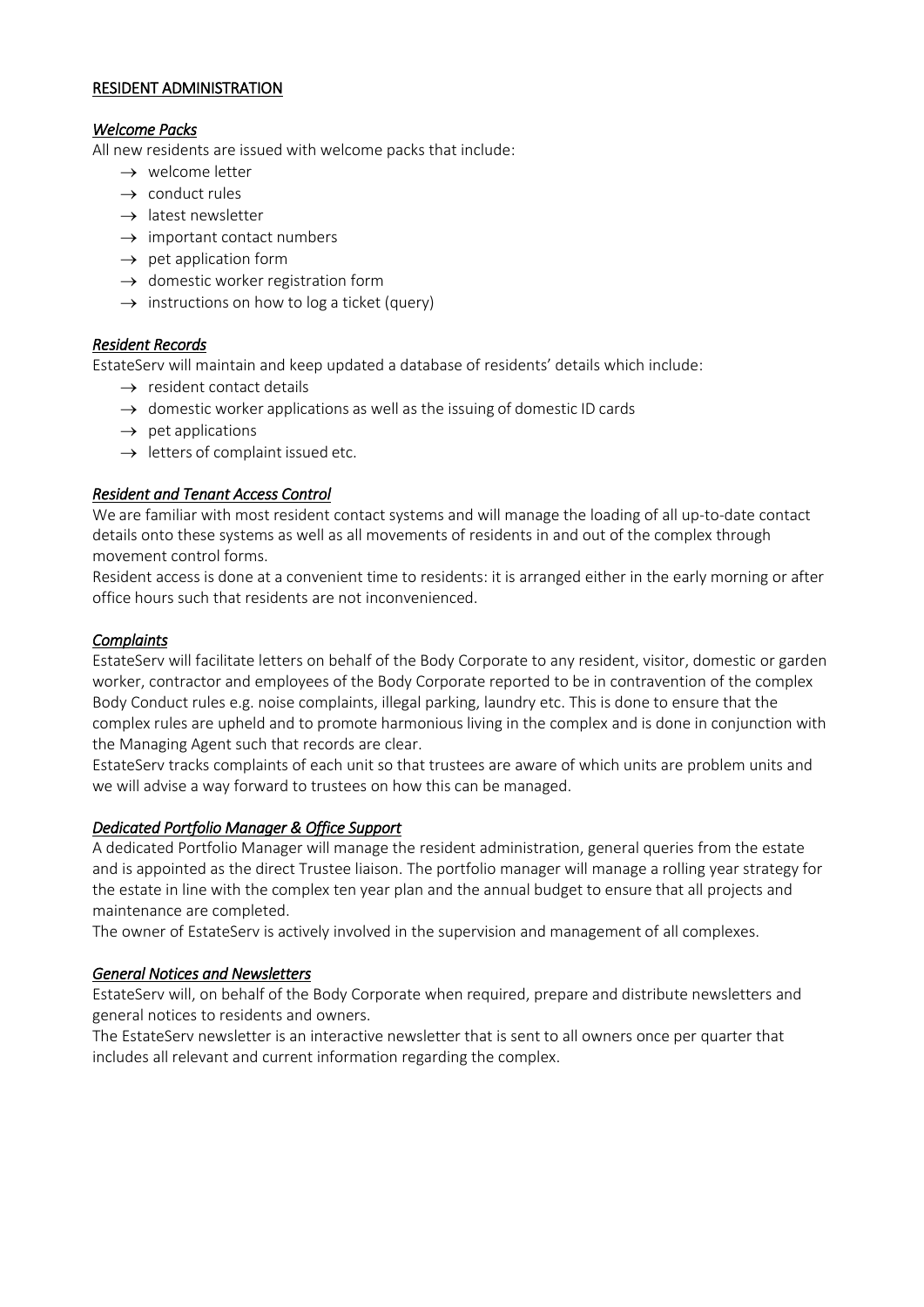## RESIDENT ADMINISTRATION

### *Welcome Packs*

All new residents are issued with welcome packs that include:

- → welcome letter
- → conduct rules
- → latest newsletter
- → important contact numbers
- → pet application form
- → domestic worker registration form
- → instructions on how to log a ticket (query)

### *Resident Records*

EstateServ will maintain and keep updated a database of residents' details which include:

- → resident contact details
- → domestic worker applications as well as the issuing of domestic ID cards
- → pet applications
- → letters of complaint issued etc.

### *Resident and Tenant Access Control*

We are familiar with most resident contact systems and will manage the loading of all up-to-date contact details onto these systems as well as all movements of residents in and out of the complex through movement control forms.

Resident access is done at a convenient time to residents: it is arranged either in the early morning or after office hours such that residents are not inconvenienced.

### *Complaints*

EstateServ will facilitate letters on behalf of the Body Corporate to any resident, visitor, domestic or garden worker, contractor and employees of the Body Corporate reported to be in contravention of the complex Body Conduct rules e.g. noise complaints, illegal parking, laundry etc. This is done to ensure that the complex rules are upheld and to promote harmonious living in the complex and is done in conjunction with the Managing Agent such that records are clear.

EstateServ tracks complaints of each unit so that trustees are aware of which units are problem units and we will advise a way forward to trustees on how this can be managed.

### *Dedicated Portfolio Manager & Office Support*

A dedicated Portfolio Manager will manage the resident administration, general queries from the estate and is appointed as the direct Trustee liaison. The portfolio manager will manage a rolling year strategy for the estate in line with the complex ten year plan and the annual budget to ensure that all projects and maintenance are completed.

The owner of EstateServ is actively involved in the supervision and management of all complexes.

### *General Notices and Newsletters*

EstateServ will, on behalf of the Body Corporate when required, prepare and distribute newsletters and general notices to residents and owners.

The EstateServ newsletter is an interactive newsletter that is sent to all owners once per quarter that includes all relevant and current information regarding the complex.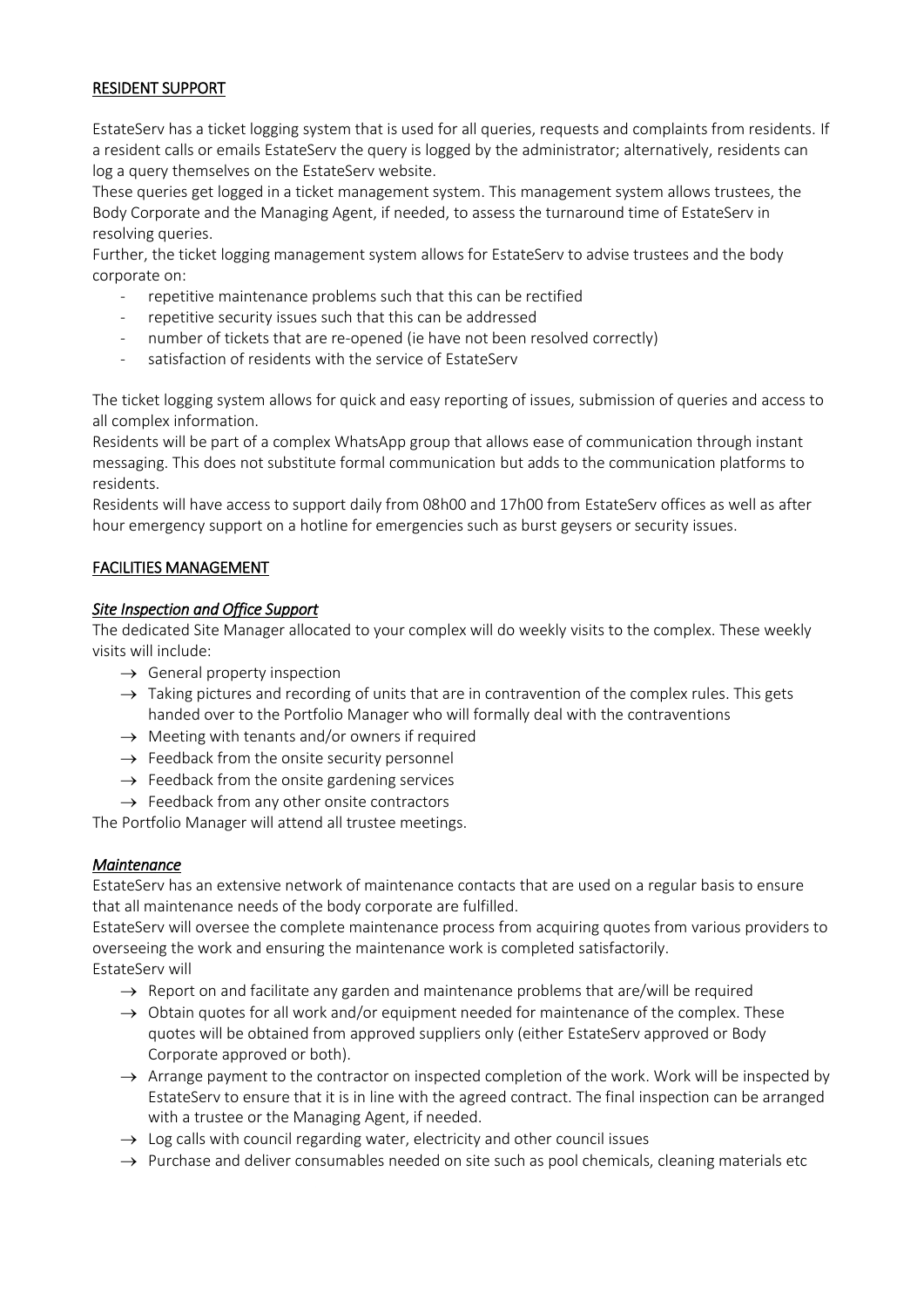## RESIDENT SUPPORT

EstateServ has a ticket logging system that is used for all queries, requests and complaints from residents. If a resident calls or emails EstateServ the query is logged by the administrator; alternatively, residents can log a query themselves on the EstateServ website.

These queries get logged in a ticket management system. This management system allows trustees, the Body Corporate and the Managing Agent, if needed, to assess the turnaround time of EstateServ in resolving queries.

Further, the ticket logging management system allows for EstateServ to advise trustees and the body corporate on:

- repetitive maintenance problems such that this can be rectified
- repetitive security issues such that this can be addressed
- number of tickets that are re-opened (ie have not been resolved correctly)
- satisfaction of residents with the service of EstateServ

The ticket logging system allows for quick and easy reporting of issues, submission of queries and access to all complex information.

Residents will be part of a complex WhatsApp group that allows ease of communication through instant messaging. This does not substitute formal communication but adds to the communication platforms to residents.

Residents will have access to support daily from 08h00 and 17h00 from EstateServ offices as well as after hour emergency support on a hotline for emergencies such as burst geysers or security issues.

## FACILITIES MANAGEMENT

### *Site Inspection and Office Support*

The dedicated Site Manager allocated to your complex will do weekly visits to the complex. These weekly visits will include:

- → General property inspection
- → Taking pictures and recording of units that are in contravention of the complex rules. This gets handed over to the Portfolio Manager who will formally deal with the contraventions
- → Meeting with tenants and/or owners if required
- → Feedback from the onsite security personnel
- → Feedback from the onsite gardening services
- → Feedback from any other onsite contractors

The Portfolio Manager will attend all trustee meetings.

### *Maintenance*

EstateServ has an extensive network of maintenance contacts that are used on a regular basis to ensure that all maintenance needs of the body corporate are fulfilled.

EstateServ will oversee the complete maintenance process from acquiring quotes from various providers to overseeing the work and ensuring the maintenance work is completed satisfactorily.

EstateServ will

- → Report on and facilitate any garden and maintenance problems that are/will be required
- → Obtain quotes for all work and/or equipment needed for maintenance of the complex. These quotes will be obtained from approved suppliers only (either EstateServ approved or Body Corporate approved or both).
- → Arrange payment to the contractor on inspected completion of the work. Work will be inspected by EstateServ to ensure that it is in line with the agreed contract. The final inspection can be arranged with a trustee or the Managing Agent, if needed.
- → Log calls with council regarding water, electricity and other council issues
- → Purchase and deliver consumables needed on site such as pool chemicals, cleaning materials etc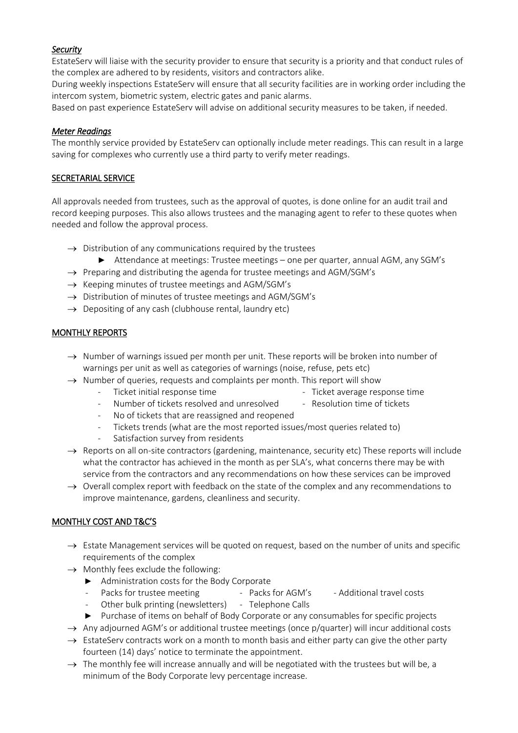### *Security*

EstateServ will liaise with the security provider to ensure that security is a priority and that conduct rules of the complex are adhered to by residents, visitors and contractors alike.

During weekly inspections EstateServ will ensure that all security facilities are in working order including the intercom system, biometric system, electric gates and panic alarms.

Based on past experience EstateServ will advise on additional security measures to be taken, if needed.

### *Meter Readings*

The monthly service provided by EstateServ can optionally include meter readings. This can result in a large saving for complexes who currently use a third party to verify meter readings.

## SECRETARIAL SERVICE

All approvals needed from trustees, such as the approval of quotes, is done online for an audit trail and record keeping purposes. This also allows trustees and the managing agent to refer to these quotes when needed and follow the approval process.

- → Distribution of any communications required by the trustees
  - ► Attendance at meetings: Trustee meetings – one per quarter, annual AGM, any SGM's
- → Preparing and distributing the agenda for trustee meetings and AGM/SGM's
- → Keeping minutes of trustee meetings and AGM/SGM's
- → Distribution of minutes of trustee meetings and AGM/SGM's
- → Depositing of any cash (clubhouse rental, laundry etc)

## MONTHLY REPORTS

- → Number of warnings issued per month per unit. These reports will be broken into number of warnings per unit as well as categories of warnings (noise, refuse, pets etc)
- → Number of queries, requests and complaints per month. This report will show
  - Ticket initial response time
  - Ticket average response time
  - Number of tickets resolved and unresolved
  - Resolution time of tickets
  - No of tickets that are reassigned and reopened
  - Tickets trends (what are the most reported issues/most queries related to)
  - Satisfaction survey from residents
- → Reports on all on-site contractors (gardening, maintenance, security etc) These reports will include what the contractor has achieved in the month as per SLA's, what concerns there may be with service from the contractors and any recommendations on how these services can be improved
- → Overall complex report with feedback on the state of the complex and any recommendations to improve maintenance, gardens, cleanliness and security.

## MONTHLY COST AND T&C'S

- → Estate Management services will be quoted on request, based on the number of units and specific requirements of the complex
- → Monthly fees exclude the following:
  - ► Administration costs for the Body Corporate
    - Packs for trustee meeting
    - Packs for AGM's
    - Additional travel costs
    - Other bulk printing (newsletters)
    - Telephone Calls
  - ► Purchase of items on behalf of Body Corporate or any consumables for specific projects
- → Any adjourned AGM's or additional trustee meetings (once p/quarter) will incur additional costs
- → EstateServ contracts work on a month to month basis and either party can give the other party fourteen (14) days' notice to terminate the appointment.
- → The monthly fee will increase annually and will be negotiated with the trustees but will be, a minimum of the Body Corporate levy percentage increase.